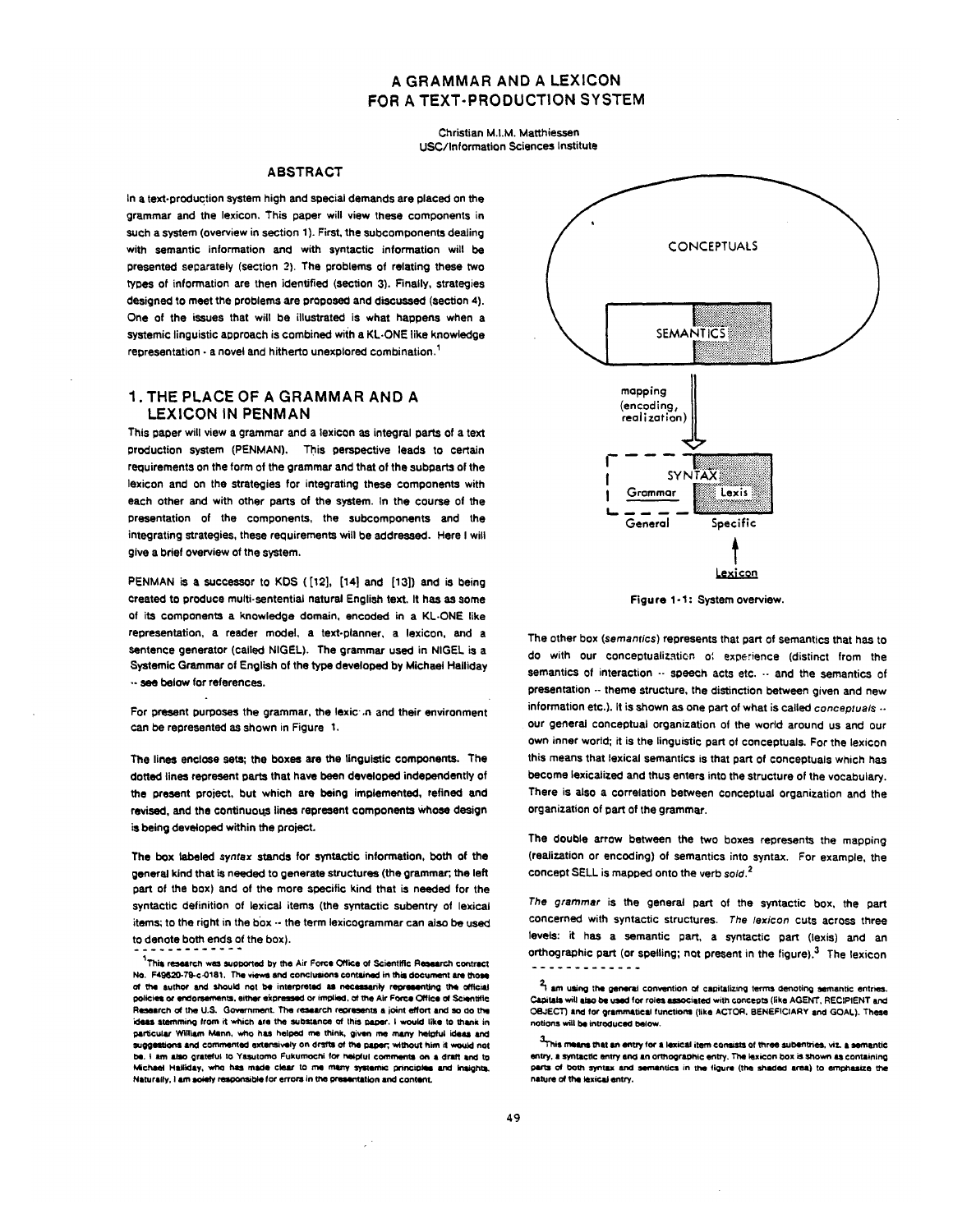# A GRAMMAR AND A LEXICON FOR A TEXT-PRODUCTION SYSTEM

Christian M.I.M. Matthiessen
USC/Information Sciences Institute

## ABSTRACT

In a text-production system high and special demands are placed on the grammar and the lexicon. This paper will view these components in such a system (overview in section 1). First, the subcomponents dealing with semantic information and with syntactic information will be presented separately (section 2). The problems of relating these two types of information are then identified (section 3). Finally, strategies designed to meet the problems are proposed and discussed (section 4). One of the issues that will be illustrated is what happens when a systemic linguistic approach is combined with a KL-ONE like knowledge representation - a novel and hitherto unexplored combination.[1]

## 1. THE PLACE OF A GRAMMAR AND A LEXICON IN PENMAN

This paper will view a grammar and a lexicon as integral parts of a text production system (PENMAN). This perspective leads to certain requirements on the form of the grammar and that of the subparts of the lexicon and on the strategies for integrating these components with each other and with other parts of the system. In the course of the presentation of the components, the subcomponents and the integrating strategies, these requirements will be addressed. Here I will give a brief overview of the system.

PENMAN is a successor to KDS ([12], [14] and [13]) and is being created to produce multi-sentential natural English text. It has as some of its components a knowledge domain, encoded in a KL-ONE like representation, a reader model, a text-planner, a lexicon, and a sentence generator (called NIGEL). The grammar used in NIGEL is a Systemic Grammar of English of the type developed by Michael Halliday -- see below for references.

For present purposes the grammar, the lexicon and their environment can be represented as shown in Figure 1.

The lines enclose sets; the boxes are the linguistic components. The dotted lines represent parts that have been developed independently of the present project, but which are being implemented, refined and revised, and the continuous lines represent components whose design is being developed within the project.

The box labeled *syntax* stands for syntactic information, both of the general kind that is needed to generate structures (the grammar; the left part of the box) and of the more specific kind that is needed for the syntactic definition of lexical items (the syntactic subentry of lexical items; to the right in the box -- the term lexicogrammar can also be used to denote both ends of the box).

CONCEPTUALS

SEMANTICS

mapping (encoding, realization)

SYNTAX

Grammar | Lexis

General | Specific

Lexicon

**Figure 1-1:** System overview.

The other box (*semantics*) represents that part of semantics that has to do with our conceptualization of experience (distinct from the semantics of interaction -- speech acts etc. -- and the semantics of presentation -- theme structure, the distinction between given and new information etc.). It is shown as one part of what is called *conceptuals* -- our general conceptual organization of the world around us and our own inner world; it is the linguistic part of conceptuals. For the lexicon this means that lexical semantics is that part of conceptuals which has become lexicalized and thus enters into the structure of the vocabulary. There is also a correlation between conceptual organization and the organization of part of the grammar.

The double arrow between the two boxes represents the mapping (realization or encoding) of semantics into syntax. For example, the concept SELL is mapped onto the verb *sold*.[2]

*The grammar* is the general part of the syntactic box, the part concerned with syntactic structures. *The lexicon* cuts across three levels: it has a semantic part, a syntactic part (lexis) and an orthographic part (or spelling; not present in the figure).[3] The lexicon

---

[1] This research was supported by the Air Force Office of Scientific Research contract No. F49620-79-c-0181. The views and conclusions contained in this document are those of the author and should not be interpreted as necessarily representing the official policies or endorsements, either expressed or implied, of the Air Force Office of Scientific Research of the U.S. Government. The research represents a joint effort and so do the ideas stemming from it which are the substance of this paper. I would like to thank in particular William Mann, who has helped me think, given me many helpful ideas and suggestions and commented extensively on drafts of the paper; without him it would not be. I am also grateful to Yasutomo Fukumochi for helpful comments on a draft and to Michael Halliday, who has made clear to me many systemic principles and insights. Naturally, I am solely responsible for errors in the presentation and content.

[2] I am using the general convention of capitalizing terms denoting semantic entries. Capitals will also be used for roles associated with concepts (like AGENT, RECIPIENT and OBJECT) and for grammatical functions (like ACTOR, BENEFICIARY and GOAL). These notions will be introduced below.

[3] This means that an entry for a lexical item consists of three subentries, viz. a semantic entry, a syntactic entry and an orthographic entry. The lexicon box is shown as containing parts of both syntax and semantics in the figure (the shaded area) to emphasize the nature of the lexical entry.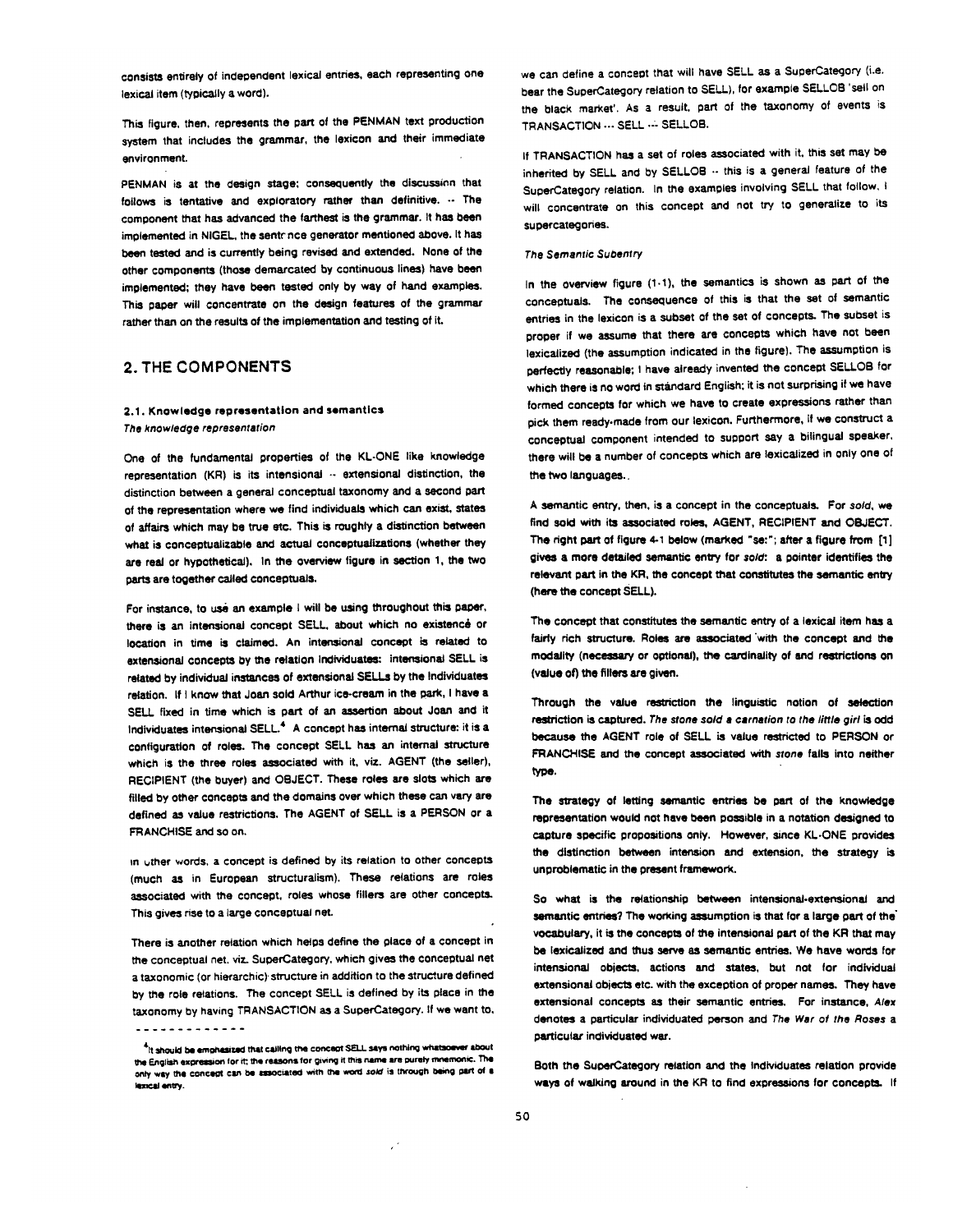consists entirely of independent lexical entries, each representing one lexical item (typically a word).

This figure, then, represents the part of the PENMAN text production system that includes the grammar, the lexicon and their immediate environment.

PENMAN is at the design stage; consequently the discussion that follows is tentative and exploratory rather than definitive. -- The component that has advanced the farthest is the grammar. It has been implemented in NIGEL, the sentence generator mentioned above. It has been tested and is currently being revised and extended. None of the other components (those demarcated by continuous lines) have been implemented; they have been tested only by way of hand examples. This paper will concentrate on the design features of the grammar rather than on the results of the implementation and testing of it.

## 2. THE COMPONENTS

### 2.1. Knowledge representation and semantics

*The knowledge representation*

One of the fundamental properties of the KL-ONE like knowledge representation (KR) is its intensional -- extensional distinction, the distinction between a general conceptual taxonomy and a second part of the representation where we find individuals which can exist, states of affairs which may be true etc. This is roughly a distinction between what is conceptualizable and actual conceptualizations (whether they are real or hypothetical). In the overview figure in section 1, the two parts are together called conceptuals.

For instance, to use an example I will be using throughout this paper, there is an intensional concept SELL, about which no existence or location in time is claimed. An intensional concept is related to extensional concepts by the relation Individuates: intensional SELL is related by individual instances of extensional SELLs by the Individuates relation. If I know that Joan sold Arthur ice-cream in the park, I have a SELL fixed in time which is part of an assertion about Joan and it Individuates intensional SELL.[4] A concept has internal structure: it is a configuration of roles. The concept SELL has an internal structure which is the three roles associated with it, viz. AGENT (the seller), RECIPIENT (the buyer) and OBJECT. These roles are slots which are filled by other concepts and the domains over which these can vary are defined as value restrictions. The AGENT of SELL is a PERSON or a FRANCHISE and so on.

In other words, a concept is defined by its relation to other concepts (much as in European structuralism). These relations are roles associated with the concept, roles whose fillers are other concepts. This gives rise to a large conceptual net.

There is another relation which helps define the place of a concept in the conceptual net, viz. SuperCategory, which gives the conceptual net a taxonomic (or hierarchic) structure in addition to the structure defined by the role relations. The concept SELL is defined by its place in the taxonomy by having TRANSACTION as a SuperCategory. If we want to, we can define a concept that will have SELL as a SuperCategory (i.e. bear the SuperCategory relation to SELL), for example SELLOB 'sell on the black market'. As a result, part of the taxonomy of events is TRANSACTION --- SELL --- SELLOB.

If TRANSACTION has a set of roles associated with it, this set may be inherited by SELL and by SELLOB -- this is a general feature of the SuperCategory relation. In the examples involving SELL that follow, I will concentrate on this concept and not try to generalize to its supercategories.

*The Semantic Subentry*

In the overview figure (1-1), the semantics is shown as part of the conceptuals. The consequence of this is that the set of semantic entries in the lexicon is a subset of the set of concepts. The subset is proper if we assume that there are concepts which have not been lexicalized (the assumption indicated in the figure). The assumption is perfectly reasonable; I have already invented the concept SELLOB for which there is no word in standard English; it is not surprising if we have formed concepts for which we have to create expressions rather than pick them ready-made from our lexicon. Furthermore, if we construct a conceptual component intended to support say a bilingual speaker, there will be a number of concepts which are lexicalized in only one of the two languages.

A semantic entry, then, is a concept in the conceptuals. For *sold*, we find sold with its associated roles, AGENT, RECIPIENT and OBJECT. The right part of figure 4-1 below (marked "se:"; after a figure from [1] gives a more detailed semantic entry for *sold*: a pointer identifies the relevant part in the KR, the concept that constitutes the semantic entry (here the concept SELL).

The concept that constitutes the semantic entry of a lexical item has a fairly rich structure. Roles are associated with the concept and the modality (necessary or optional), the cardinality of and restrictions on (value of) the fillers are given.

Through the value restriction the linguistic notion of selection restriction is captured. *The stone sold a carnation to the little girl* is odd because the AGENT role of SELL is value restricted to PERSON or FRANCHISE and the concept associated with *stone* falls into neither type.

The strategy of letting semantic entries be part of the knowledge representation would not have been possible in a notation designed to capture specific propositions only. However, since KL-ONE provides the distinction between intension and extension, the strategy is unproblematic in the present framework.

So what is the relationship between intensional-extensional and semantic entries? The working assumption is that for a large part of the vocabulary, it is the concepts of the intensional part of the KR that may be lexicalized and thus serve as semantic entries. We have words for intensional objects, actions and states, but not for individual extensional objects etc. with the exception of proper names. They have extensional concepts as their semantic entries. For instance, *Alex* denotes a particular individuated person and *The War of the Roses* a particular individuated war.

Both the SuperCategory relation and the Individuates relation provide ways of walking around in the KR to find expressions for concepts. If

---

[4] It should be emphasized that calling the concept SELL says nothing whatsoever about the English expression for it; the reasons for giving it this name are purely mnemonic. The only way the concept can be associated with the word *sold* is through being part of a lexical entry.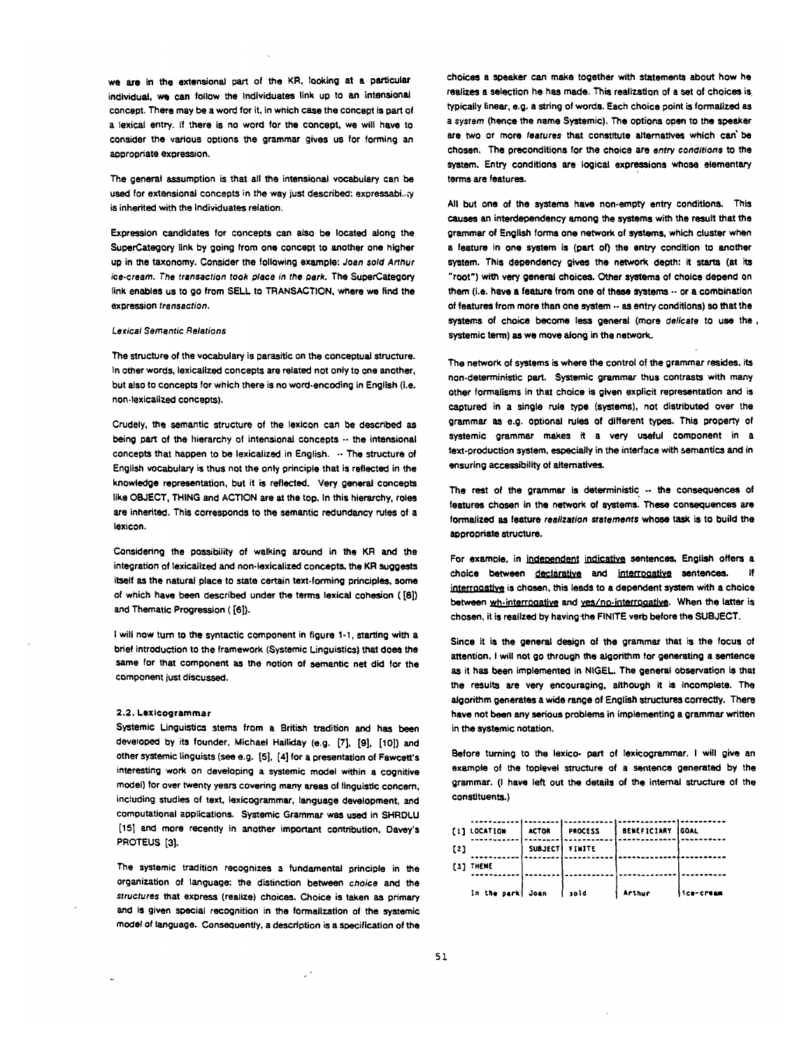we are in the extensional part of the KR, looking at a particular individual, we can follow the Individuates link up to an intensional concept. There may be a word for it, in which case the concept is part of a lexical entry. If there is no word for the concept, we will have to consider the various options the grammar gives us for forming an appropriate expression.

The general assumption is that all the intensional vocabulary can be used for extensional concepts in the way just described: expressability is inherited with the Individuates relation.

Expression candidates for concepts can also be located along the SuperCategory link by going from one concept to another one higher up in the taxonomy. Consider the following example: *Joan sold Arthur ice-cream. The transaction took place in the park.* The SuperCategory link enables us to go from SELL to TRANSACTION, where we find the expression *transaction*.

*Lexical Semantic Relations*

The structure of the vocabulary is parasitic on the conceptual structure. In other words, lexicalized concepts are related not only to one another, but also to concepts for which there is no word-encoding in English (i.e. non-lexicalized concepts).

Crudely, the semantic structure of the lexicon can be described as being part of the hierarchy of intensional concepts -- the intensional concepts that happen to be lexicalized in English. -- The structure of English vocabulary is thus not the only principle that is reflected in the knowledge representation, but it is reflected. Very general concepts like OBJECT, THING and ACTION are at the top. In this hierarchy, roles are inherited. This corresponds to the semantic redundancy rules of a lexicon.

Considering the possibility of walking around in the KR and the integration of lexicalized and non-lexicalized concepts, the KR suggests itself as the natural place to state certain text-forming principles, some of which have been described under the terms lexical cohesion ( [8]) and Thematic Progression ( [6]).

I will now turn to the syntactic component in figure 1-1, starting with a brief introduction to the framework (Systemic Linguistics) that does the same for that component as the notion of semantic net did for the component just discussed.

### 2.2. Lexicogrammar

Systemic Linguistics stems from a British tradition and has been developed by its founder, Michael Halliday (e.g. [7], [9], [10]) and other systemic linguists (see e.g. [5], [4] for a presentation of Fawcett's interesting work on developing a systemic model within a cognitive model) for over twenty years covering many areas of linguistic concern, including studies of text, lexicogrammar, language development, and computational applications. Systemic Grammar was used in SHRDLU [15] and more recently in another important contribution, Davey's PROTEUS [3].

The systemic tradition recognizes a fundamental principle in the organization of language: the distinction between *choice* and the *structures* that express (realize) choices. Choice is taken as primary and is given special recognition in the formalization of the systemic model of language. Consequently, a description is a specification of the choices a speaker can make together with statements about how he realizes a selection he has made. This realization of a set of choices is typically linear, e.g. a string of words. Each choice point is formalized as a *system* (hence the name Systemic). The options open to the speaker are two or more *features* that constitute alternatives which can be chosen. The preconditions for the choice are *entry conditions* to the system. Entry conditions are logical expressions whose elementary terms are features.

All but one of the systems have non-empty entry conditions. This causes an interdependency among the systems with the result that the grammar of English forms one network of systems, which cluster when a feature in one system is (part of) the entry condition to another system. This dependency gives the network depth: it starts (at its "root") with very general choices. Other systems of choice depend on them (i.e. have a feature from one of these systems -- or a combination of features from more than one system -- as entry conditions) so that the systems of choice become less general (more *delicate* to use the systemic term) as we move along in the network.

The network of systems is where the control of the grammar resides, its non-deterministic part. Systemic grammar thus contrasts with many other formalisms in that choice is given explicit representation and is captured in a single rule type (systems), not distributed over the grammar as e.g. optional rules of different types. This property of systemic grammar makes it a very useful component in a text-production system, especially in the interface with semantics and in ensuring accessibility of alternatives.

The rest of the grammar is deterministic -- the consequences of features chosen in the network of systems. These consequences are formalized as feature *realization statements* whose task is to build the appropriate structure.

For example, in independent indicative sentences, English offers a choice between declarative and interrogative sentences. If interrogative is chosen, this leads to a dependent system with a choice between wh-interrogative and yes/no-interrogative. When the latter is chosen, it is realized by having the FINITE verb before the SUBJECT.

Since it is the general design of the grammar that is the focus of attention, I will not go through the algorithm for generating a sentence as it has been implemented in NIGEL. The general observation is that the results are very encouraging, although it is incomplete. The algorithm generates a wide range of English structures correctly. There have not been any serious problems in implementing a grammar written in the systemic notation.

Before turning to the lexico- part of lexicogrammar, I will give an example of the toplevel structure of a sentence generated by the grammar. (I have left out the details of the internal structure of the constituents.)

| | | | | | |
|---|---|---|---|---|---|
| [1] | LOCATION | ACTOR | PROCESS | BENEFICIARY | GOAL |
| [2] | | SUBJECT | FINITE | | |
| [3] | THEME | | | | |
| | In the park | Joan | sold | Arthur | ice-cream |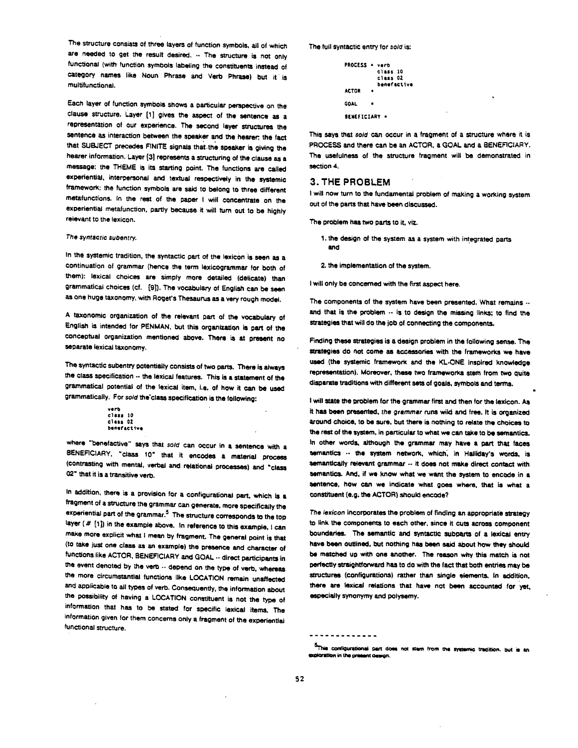The structure consists of three layers of function symbols, all of which are needed to get the result desired. -- The structure is not only functional (with function symbols labeling the constituents instead of category names like Noun Phrase and Verb Phrase) but it is multifunctional.

Each layer of function symbols shows a particular perspective on the clause structure. Layer [1] gives the aspect of the sentence as a representation of our experience. The second layer structures the sentence as interaction between the speaker and the hearer; the fact that SUBJECT precedes FINITE signals that the speaker is giving the hearer information. Layer [3] represents a structuring of the clause as a message; the THEME is its starting point. The functions are called experiential, interpersonal and textual respectively in the systemic framework: the function symbols are said to belong to three different metafunctions. In the rest of the paper I will concentrate on the experiential metafunction, partly because it will turn out to be highly relevant to the lexicon.

*The syntactic subentry.*

In the systemic tradition, the syntactic part of the lexicon is seen as a continuation of grammar (hence the term lexicogrammar for both of them): lexical choices are simply more detailed (delicate) than grammatical choices (cf. [9]). The vocabulary of English can be seen as one huge taxonomy, with Roget's Thesaurus as a very rough model.

A taxonomic organization of the relevant part of the vocabulary of English is intended for PENMAN, but this organization is part of the conceptual organization mentioned above. There is at present no separate lexical taxonomy.

The syntactic subentry potentially consists of two parts. There is always the class specification -- the lexical features. This is a statement of the grammatical potential of the lexical item, i.e. of how it can be used grammatically. For *sold* the class specification is the following:

```
verb
class 10
class 02
benefactive
```

where "benefactive" says that *sold* can occur in a sentence with a BENEFICIARY, "class 10" that it encodes a material process (contrasting with mental, verbal and relational processes) and "class 02" that it is a transitive verb.

In addition, there is a provision for a configurational part, which is a fragment of a structure the grammar can generate, more specifically the experiential part of the grammar.[5] The structure corresponds to the top layer (# [1]) in the example above. In reference to this example, I can make more explicit what I mean by fragment. The general point is that (to take just one class as an example) the presence and character of functions like ACTOR, BENEFICIARY and GOAL -- direct participants in the event denoted by the verb -- depend on the type of verb, whereas the more circumstantial functions like LOCATION remain unaffected and applicable to all types of verb. Consequently, the information about the possibility of having a LOCATION constituent is not the type of information that has to be stated for specific lexical items. The information given for them concerns only a fragment of the experiential functional structure.

The full syntactic entry for *sold* is:

```
PROCESS • verb
          class 10
          class 02
          benefactive
ACTOR   •

GOAL    •

BENEFICIARY •
```

This says that *sold* can occur in a fragment of a structure where it is PROCESS and there can be an ACTOR, a GOAL and a BENEFICIARY. The usefulness of the structure fragment will be demonstrated in section 4.

## 3. THE PROBLEM

I will now turn to the fundamental problem of making a working system out of the parts that have been discussed.

The problem has two parts to it, viz.

1. the design of the system as a system with integrated parts and

2. the implementation of the system.

I will only be concerned with the first aspect here.

The components of the system have been presented. What remains -- and that is the problem -- is to design the missing links; to find the strategies that will do the job of connecting the components.

Finding these strategies is a design problem in the following sense. The strategies do not come as accessories with the frameworks we have used (the systemic framework and the KL-ONE inspired knowledge representation). Moreover, these two frameworks stem from two quite disparate traditions with different sets of goals, symbols and terms.

I will state the problem for the grammar first and then for the lexicon. As it has been presented, *the grammar* runs wild and free. It is organized around choice, to be sure, but there is nothing to relate the choices to the rest of the system, in particular to what we can take to be semantics. In other words, although the grammar may have a part that faces semantics -- the system network, which, in Halliday's words, is semantically relevant grammar -- it does not make direct contact with semantics. And, if we know what we want the system to encode in a sentence, how can we indicate what goes where, that is what a constituent (e.g. the ACTOR) should encode?

*The lexicon* incorporates the problem of finding an appropriate strategy to link the components to each other, since it cuts across component boundaries. The semantic and syntactic subparts of a lexical entry have been outlined, but nothing has been said about how they should be matched up with one another. The reason why this match is not perfectly straightforward has to do with the fact that both entries may be structures (configurations) rather than single elements. In addition, there are lexical relations that have not been accounted for yet, especially synonymy and polysemy.

---

[5] This configurational part does not stem from the systemic tradition, but is an exploration in the present design.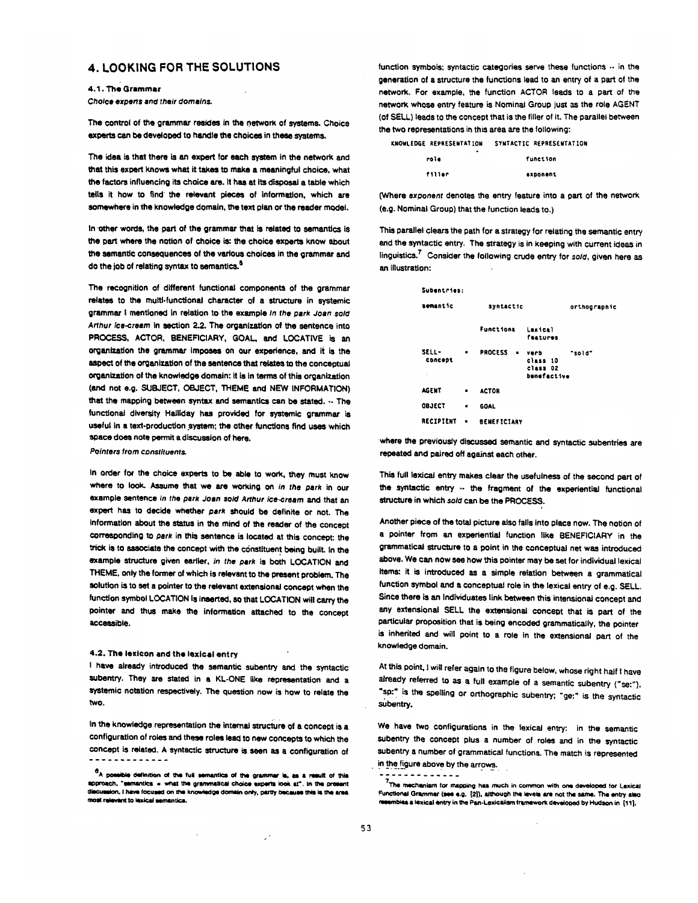## 4. LOOKING FOR THE SOLUTIONS

### 4.1. The Grammar

*Choice experts and their domains.*

The control of the grammar resides in the network of systems. Choice experts can be developed to handle the choices in these systems.

The idea is that there is an expert for each system in the network and that this expert knows what it takes to make a meaningful choice, what the factors influencing its choice are. It has at its disposal a table which tells it how to find the relevant pieces of information, which are somewhere in the knowledge domain, the text plan or the reader model.

In other words, the part of the grammar that is related to semantics is the part where the notion of choice is: the choice experts know about the semantic consequences of the various choices in the grammar and do the job of relating syntax to semantics.[6]

The recognition of different functional components of the grammar relates to the multi-functional character of a structure in systemic grammar I mentioned in relation to the example *In the park Joan sold Arthur ice-cream* in section 2.2. The organization of the sentence into PROCESS, ACTOR, BENEFICIARY, GOAL, and LOCATIVE is an organization the grammar imposes on our experience, and it is the aspect of the organization of the sentence that relates to the conceptual organization of the knowledge domain: it is in terms of this organization (and not e.g. SUBJECT, OBJECT, THEME and NEW INFORMATION) that the mapping between syntax and semantics can be stated. -- The functional diversity Halliday has provided for systemic grammar is useful in a text-production system; the other functions find uses which space does note permit a discussion of here.

*Pointers from constituents.*

In order for the choice experts to be able to work, they must know where to look. Assume that we are working on *in the park* in our example sentence *In the park Joan sold Arthur ice-cream* and that an expert has to decide whether *park* should be definite or not. The information about the status in the mind of the reader of the concept corresponding to *park* in this sentence is located at this concept: the trick is to associate the concept with the constituent being built. In the example structure given earlier, *in the park* is both LOCATION and THEME, only the former of which is relevant to the present problem. The solution is to set a pointer to the relevant extensional concept when the function symbol LOCATION is inserted, so that LOCATION will carry the pointer and thus make the information attached to the concept accessible.

### 4.2. The lexicon and the lexical entry

I have already introduced the semantic subentry and the syntactic subentry. They are stated in a KL-ONE like representation and a systemic notation respectively. The question now is how to relate the two.

In the knowledge representation the internal structure of a concept is a configuration of roles and these roles lead to new concepts to which the concept is related. A syntactic structure is seen as a configuration of function symbols; syntactic categories serve these functions -- in the generation of a structure the functions lead to an entry of a part of the network. For example, the function ACTOR leads to a part of the network whose entry feature is Nominal Group just as the role AGENT (of SELL) leads to the concept that is the filler of it. The parallel between the two representations in this area are the following:

| KNOWLEDGE REPRESENTATION | SYNTACTIC REPRESENTATION |
|---|---|
| role | function |
| filler | exponent |

(Where *exponent* denotes the entry feature into a part of the network (e.g. Nominal Group) that the function leads to.)

This parallel clears the path for a strategy for relating the semantic entry and the syntactic entry. The strategy is in keeping with current ideas in linguistics.[7] Consider the following crude entry for *sold*, given here as an illustration:

Subentries:

| semantic | | syntactic: Functions | Lexical features | orthographic |
|---|---|---|---|---|
| SELL-concept | = | PROCESS = | verb class 10 class 02 benefactive | "sold" |
| AGENT | = | ACTOR | | |
| OBJECT | = | GOAL | | |
| RECIPIENT | = | BENEFICIARY | | |

where the previously discussed semantic and syntactic subentries are repeated and paired off against each other.

This full lexical entry makes clear the usefulness of the second part of the syntactic entry -- the fragment of the experiential functional structure in which *sold* can be the PROCESS.

Another piece of the total picture also falls into place now. The notion of a pointer from an experiential function like BENEFICIARY in the grammatical structure to a point in the conceptual net was introduced above. We can now see how this pointer may be set for individual lexical items: it is introduced as a simple relation between a grammatical function symbol and a conceptual role in the lexical entry of e.g. SELL. Since there is an Individuates link between this intensional concept and any extensional SELL the extensional concept that is part of the particular proposition that is being encoded grammatically, the pointer is inherited and will point to a role in the extensional part of the knowledge domain.

At this point, I will refer again to the figure below, whose right half I have already referred to as a full example of a semantic subentry ("se:"). "sp:" is the spelling or orthographic subentry; "ge:" is the syntactic subentry.

We have two configurations in the lexical entry: in the semantic subentry the concept plus a number of roles and in the syntactic subentry a number of grammatical functions. The match is represented in the figure above by the arrows.

---

[6] A possible definition of the full semantics of the grammar is, as a result of this approach, "semantics = what the grammatical choice experts look at". In the present discussion, I have focused on the knowledge domain only, partly because this is the area most relevant to lexical semantics.

[7] The mechanism for mapping has much in common with one developed for Lexical Functional Grammar (see e.g. [2]), although the levels are not the same. The entry also resembles a lexical entry in the Pan-Lexicalism framework developed by Hudson in [11].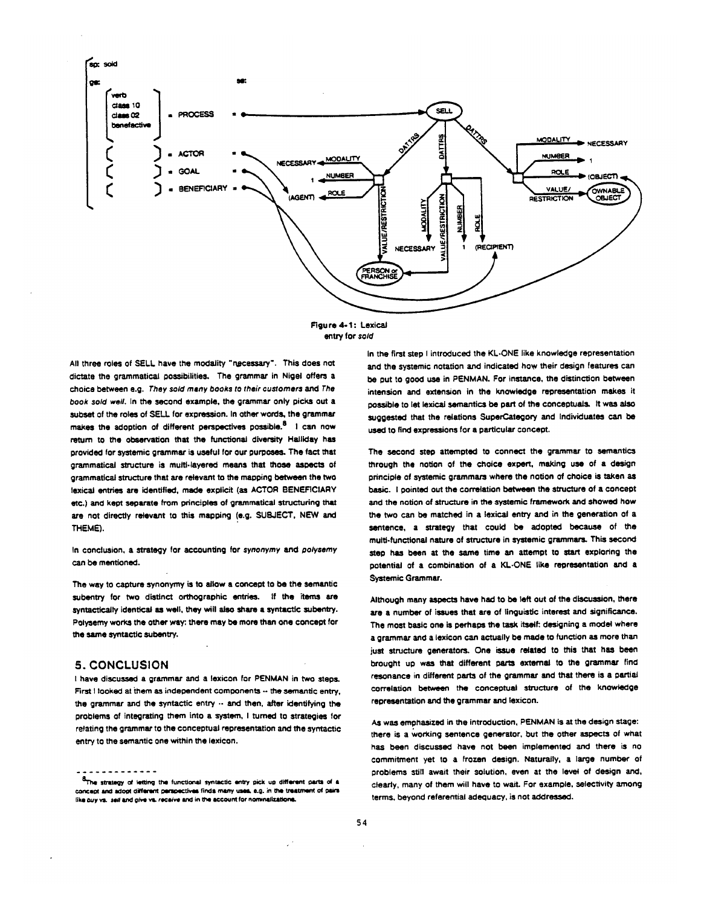Figure 4-1: Lexical entry for *sold*

All three roles of SELL have the modality "necessary". This does not dictate the grammatical possibilities. The grammar in Nigel offers a choice between e.g. *They sold many books to their customers* and *The book sold well.* In the second example, the grammar only picks out a subset of the roles of SELL for expression. In other words, the grammar makes the adoption of different perspectives possible.[8] I can now return to the observation that the functional diversity Halliday has provided for systemic grammar is useful for our purposes. The fact that grammatical structure is multi-layered means that those aspects of grammatical structure that are relevant to the mapping between the two lexical entries are identified, made explicit (as ACTOR BENEFICIARY etc.) and kept separate from principles of grammatical structuring that are not directly relevant to this mapping (e.g. SUBJECT, NEW and THEME).

In conclusion, a strategy for accounting for *synonymy* and *polysemy* can be mentioned.

The way to capture synonymy is to allow a concept to be the semantic subentry for two distinct orthographic entries. If the items are syntactically identical as well, they will also share a syntactic subentry. Polysemy works the other way: there may be more than one concept for the same syntactic subentry.

## 5. CONCLUSION

I have discussed a grammar and a lexicon for PENMAN in two steps. First I looked at them as independent components -- the semantic entry, the grammar and the syntactic entry -- and then, after identifying the problems of integrating them into a system, I turned to strategies for relating the grammar to the conceptual representation and the syntactic entry to the semantic one within the lexicon.

In the first step I introduced the KL-ONE like knowledge representation and the systemic notation and indicated how their design features can be put to good use in PENMAN. For instance, the distinction between intension and extension in the knowledge representation makes it possible to let lexical semantics be part of the conceptuals. It was also suggested that the relations SuperCategory and Individuates can be used to find expressions for a particular concept.

The second step attempted to connect the grammar to semantics through the notion of the choice expert, making use of a design principle of systemic grammars where the notion of choice is taken as basic. I pointed out the correlation between the structure of a concept and the notion of structure in the systemic framework and showed how the two can be matched in a lexical entry and in the generation of a sentence, a strategy that could be adopted because of the multi-functional nature of structure in systemic grammars. This second step has been at the same time an attempt to start exploring the potential of a combination of a KL-ONE like representation and a Systemic Grammar.

Although many aspects have had to be left out of the discussion, there are a number of issues that are of linguistic interest and significance. The most basic one is perhaps the task itself: designing a model where a grammar and a lexicon can actually be made to function as more than just structure generators. One issue related to this that has been brought up was that different parts external to the grammar find resonance in different parts of the grammar and that there is a partial correlation between the conceptual structure of the knowledge representation and the grammar and lexicon.

As was emphasized in the introduction, PENMAN is at the design stage: there is a working sentence generator, but the other aspects of what has been discussed have not been implemented and there is no commitment yet to a frozen design. Naturally, a large number of problems still await their solution, even at the level of design and, clearly, many of them will have to wait. For example, selectivity among terms, beyond referential adequacy, is not addressed.

---

[8] The strategy of letting the functional syntactic entry pick up different parts of a concept and adopt different perspectives finds many uses, e.g. in the treatment of pairs like *buy* vs. *sell* and *give* vs. *receive* and in the account for nominalizations.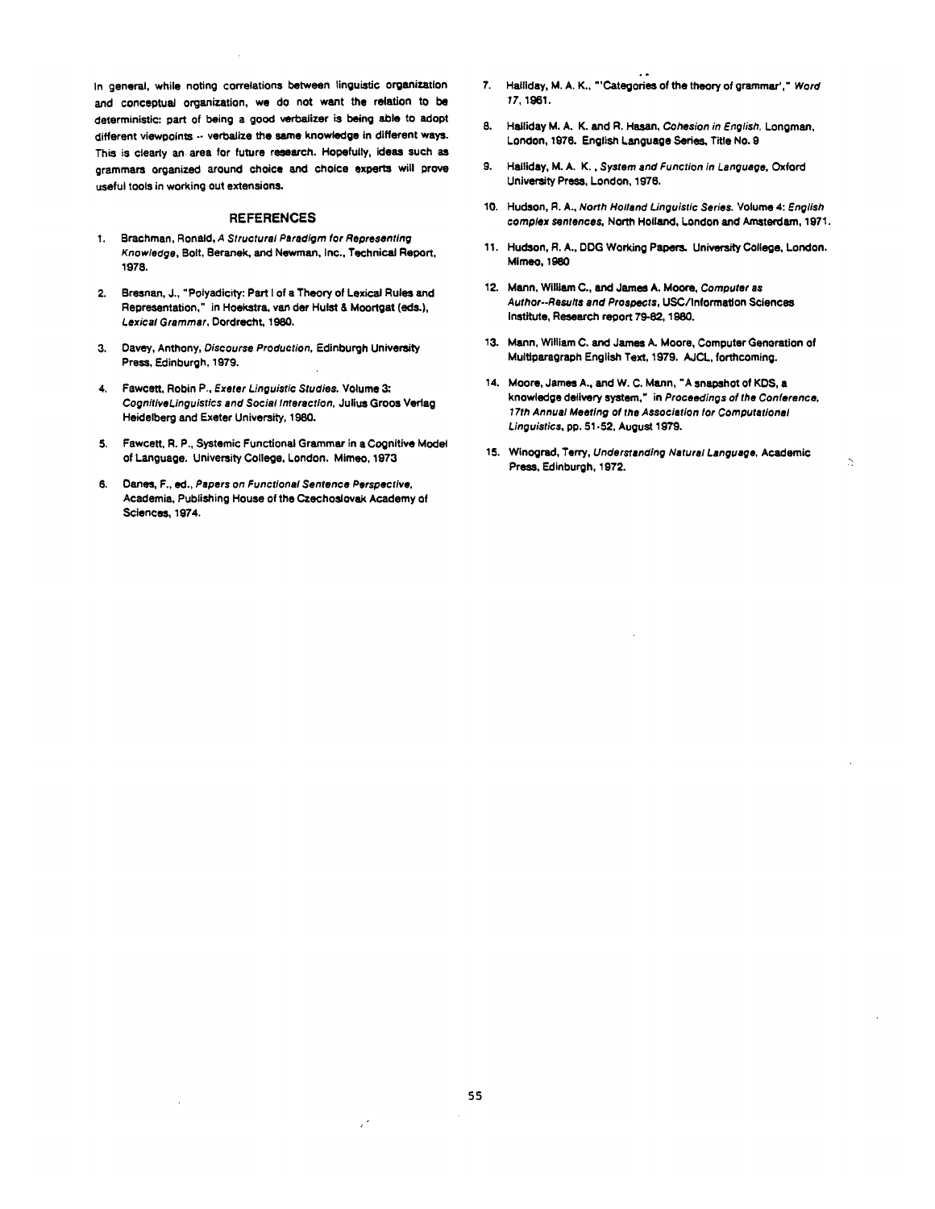In general, while noting correlations between linguistic organization and conceptual organization, we do not want the relation to be deterministic: part of being a good verbalizer is being able to adopt different viewpoints -- verbalize the same knowledge in different ways. This is clearly an area for future research. Hopefully, ideas such as grammars organized around choice and choice experts will prove useful tools in working out extensions.

## REFERENCES

1. Brachman, Ronald, *A Structural Paradigm for Representing Knowledge*, Bolt, Beranek, and Newman, Inc., Technical Report, 1978.

2. Bresnan, J., "Polyadicity: Part I of a Theory of Lexical Rules and Representation," in Hoekstra, van der Hulst & Moortgat (eds.), *Lexical Grammar*, Dordrecht, 1980.

3. Davey, Anthony, *Discourse Production*, Edinburgh University Press, Edinburgh, 1979.

4. Fawcett, Robin P., *Exeter Linguistic Studies*. Volume 3: *CognitiveLinguistics and Social Interaction*, Julius Groos Verlag Heidelberg and Exeter University, 1980.

5. Fawcett, R. P., Systemic Functional Grammar in a Cognitive Model of Language. University College, London. Mimeo, 1973

6. Danes, F., ed., *Papers on Functional Sentence Perspective*, Academia, Publishing House of the Czechoslovak Academy of Sciences, 1974.

7. Halliday, M. A. K., "'Categories of the theory of grammar'," *Word 17*, 1961.

8. Halliday M. A. K. and R. Hasan, *Cohesion in English*, Longman, London, 1976. English Language Series, Title No. 9

9. Halliday, M. A. K. , *System and Function in Language*, Oxford University Press, London, 1976.

10. Hudson, R. A., *North Holland Linguistic Series*. Volume 4: *English complex sentences*, North Holland, London and Amsterdam, 1971.

11. Hudson, R. A., DDG Working Papers. University College, London. Mimeo, 1980

12. Mann, William C., and James A. Moore, *Computer as Author--Results and Prospects*, USC/Information Sciences Institute, Research report 79-82, 1980.

13. Mann, William C. and James A. Moore, Computer Generation of Multiparagraph English Text, 1979. AJCL, forthcoming.

14. Moore, James A., and W. C. Mann, "A snapshot of KDS, a knowledge delivery system," in *Proceedings of the Conference, 17th Annual Meeting of the Association for Computational Linguistics*, pp. 51-52, August 1979.

15. Winograd, Terry, *Understanding Natural Language*, Academic Press, Edinburgh, 1972.